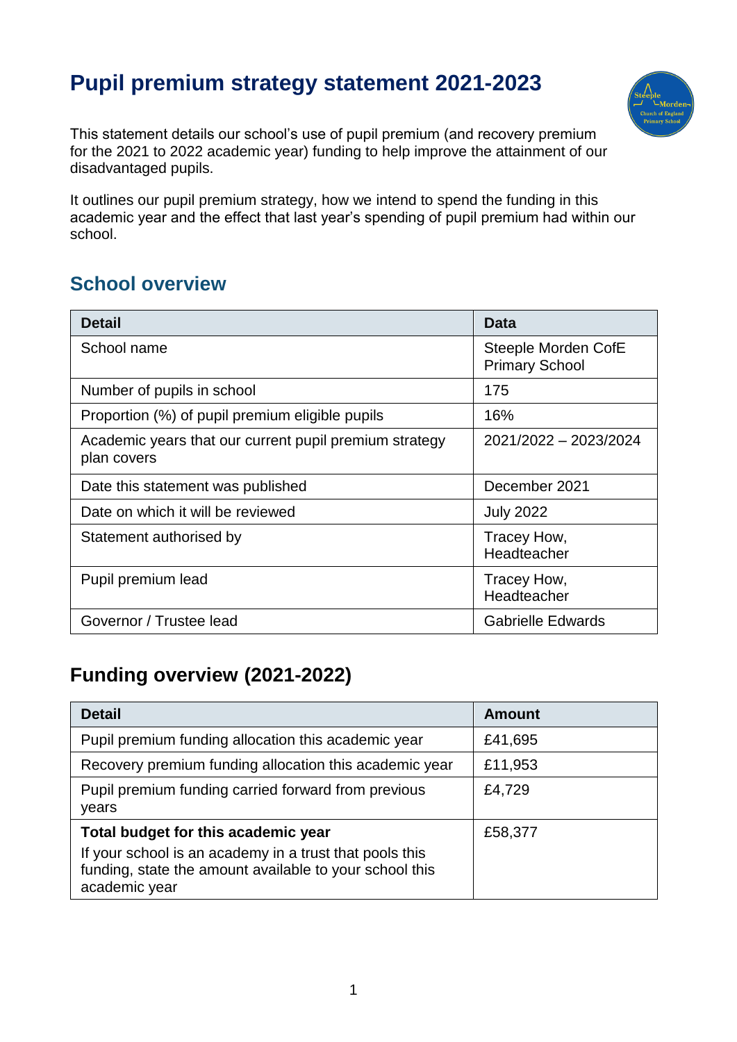# Pupil premium strategy statement 2021-2023

This statement details our school's use of pupil premium (and recovery premium for the 2021 to 2022 academic year) funding to help improve the attainment of our disadvantaged pupils.

It outlines our pupil premium strategy, how we intend to spend the funding in this academic year and the effect that last year's spending of pupil premium had within our school.

## School overview

| Detail | Data |
| --- | --- |
| School name | Steeple Morden CofE Primary School |
| Number of pupils in school | 175 |
| Proportion (%) of pupil premium eligible pupils | 16% |
| Academic years that our current pupil premium strategy plan covers | 2021/2022 – 2023/2024 |
| Date this statement was published | December 2021 |
| Date on which it will be reviewed | July 2022 |
| Statement authorised by | Tracey How, Headteacher |
| Pupil premium lead | Tracey How, Headteacher |
| Governor / Trustee lead | Gabrielle Edwards |

## Funding overview (2021-2022)

| Detail | Amount |
| --- | --- |
| Pupil premium funding allocation this academic year | £41,695 |
| Recovery premium funding allocation this academic year | £11,953 |
| Pupil premium funding carried forward from previous years | £4,729 |
| **Total budget for this academic year**<br>If your school is an academy in a trust that pools this funding, state the amount available to your school this academic year | £58,377 |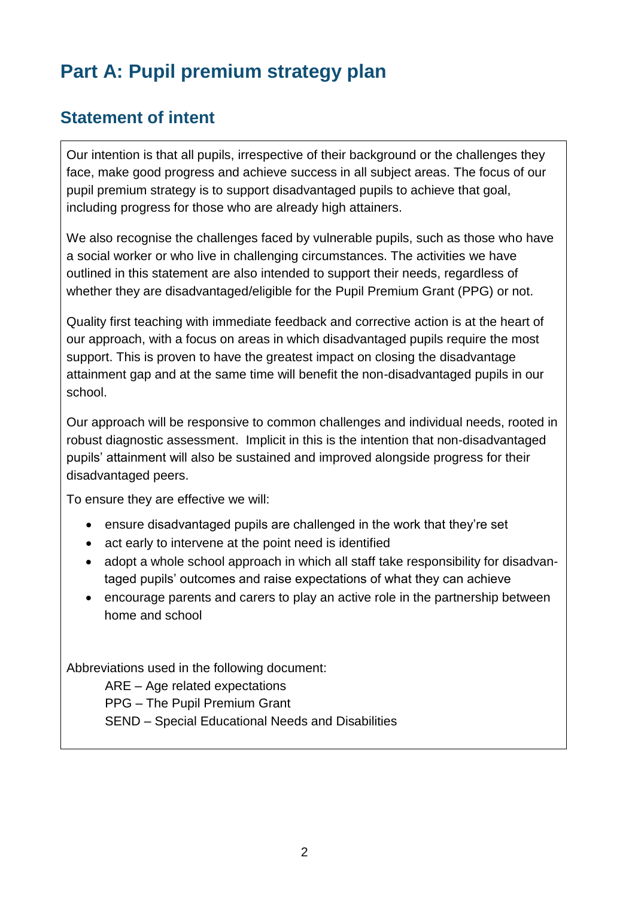# Part A: Pupil premium strategy plan

## Statement of intent

Our intention is that all pupils, irrespective of their background or the challenges they face, make good progress and achieve success in all subject areas. The focus of our pupil premium strategy is to support disadvantaged pupils to achieve that goal, including progress for those who are already high attainers.

We also recognise the challenges faced by vulnerable pupils, such as those who have a social worker or who live in challenging circumstances. The activities we have outlined in this statement are also intended to support their needs, regardless of whether they are disadvantaged/eligible for the Pupil Premium Grant (PPG) or not.

Quality first teaching with immediate feedback and corrective action is at the heart of our approach, with a focus on areas in which disadvantaged pupils require the most support. This is proven to have the greatest impact on closing the disadvantage attainment gap and at the same time will benefit the non-disadvantaged pupils in our school.

Our approach will be responsive to common challenges and individual needs, rooted in robust diagnostic assessment. Implicit in this is the intention that non-disadvantaged pupils' attainment will also be sustained and improved alongside progress for their disadvantaged peers.

To ensure they are effective we will:

- ensure disadvantaged pupils are challenged in the work that they're set
- act early to intervene at the point need is identified
- adopt a whole school approach in which all staff take responsibility for disadvantaged pupils' outcomes and raise expectations of what they can achieve
- encourage parents and carers to play an active role in the partnership between home and school

Abbreviations used in the following document:

ARE – Age related expectations
PPG – The Pupil Premium Grant
SEND – Special Educational Needs and Disabilities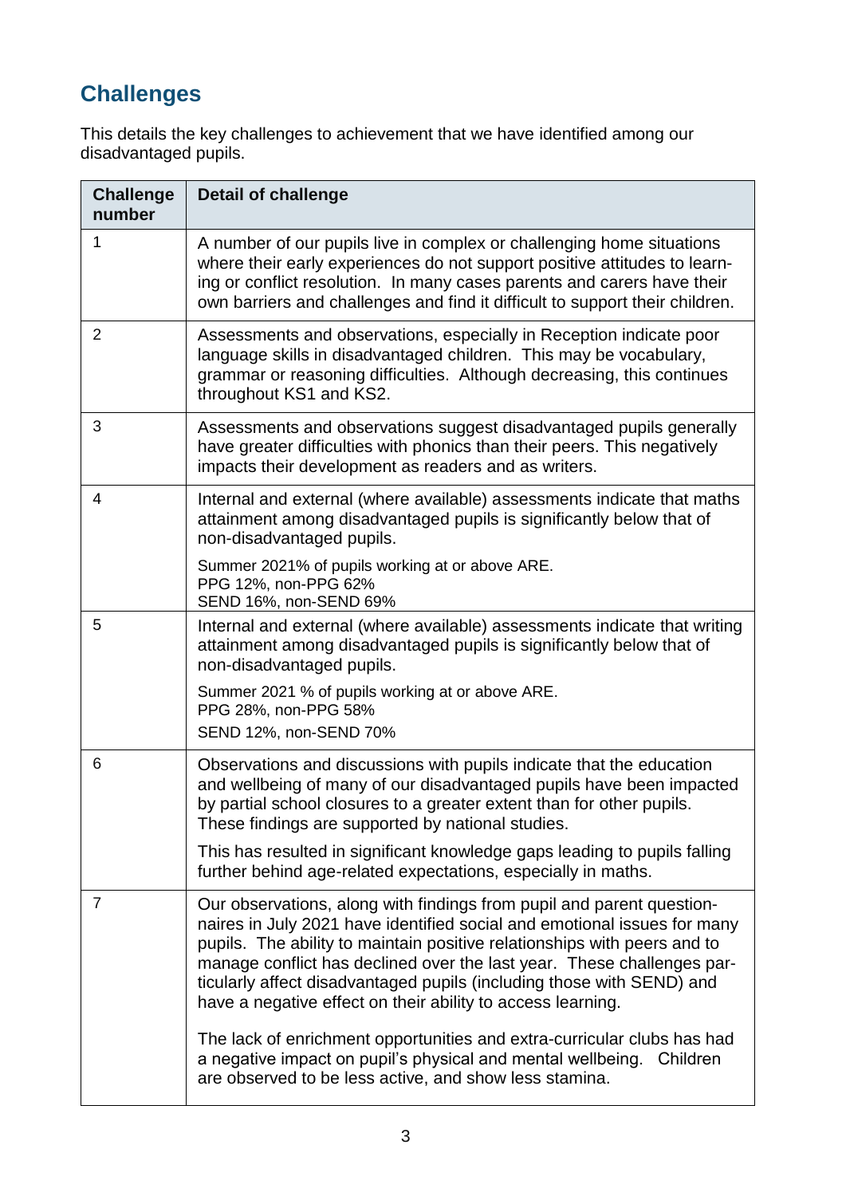## Challenges

This details the key challenges to achievement that we have identified among our disadvantaged pupils.

| Challenge number | Detail of challenge |
|---|---|
| 1 | A number of our pupils live in complex or challenging home situations where their early experiences do not support positive attitudes to learning or conflict resolution. In many cases parents and carers have their own barriers and challenges and find it difficult to support their children. |
| 2 | Assessments and observations, especially in Reception indicate poor language skills in disadvantaged children. This may be vocabulary, grammar or reasoning difficulties. Although decreasing, this continues throughout KS1 and KS2. |
| 3 | Assessments and observations suggest disadvantaged pupils generally have greater difficulties with phonics than their peers. This negatively impacts their development as readers and as writers. |
| 4 | Internal and external (where available) assessments indicate that maths attainment among disadvantaged pupils is significantly below that of non-disadvantaged pupils.<br><br>Summer 2021% of pupils working at or above ARE.<br>PPG 12%, non-PPG 62%<br>SEND 16%, non-SEND 69% |
| 5 | Internal and external (where available) assessments indicate that writing attainment among disadvantaged pupils is significantly below that of non-disadvantaged pupils.<br><br>Summer 2021 % of pupils working at or above ARE.<br>PPG 28%, non-PPG 58%<br>SEND 12%, non-SEND 70% |
| 6 | Observations and discussions with pupils indicate that the education and wellbeing of many of our disadvantaged pupils have been impacted by partial school closures to a greater extent than for other pupils. These findings are supported by national studies.<br><br>This has resulted in significant knowledge gaps leading to pupils falling further behind age-related expectations, especially in maths. |
| 7 | Our observations, along with findings from pupil and parent questionnaires in July 2021 have identified social and emotional issues for many pupils. The ability to maintain positive relationships with peers and to manage conflict has declined over the last year. These challenges particularly affect disadvantaged pupils (including those with SEND) and have a negative effect on their ability to access learning.<br><br>The lack of enrichment opportunities and extra-curricular clubs has had a negative impact on pupil's physical and mental wellbeing. Children are observed to be less active, and show less stamina. |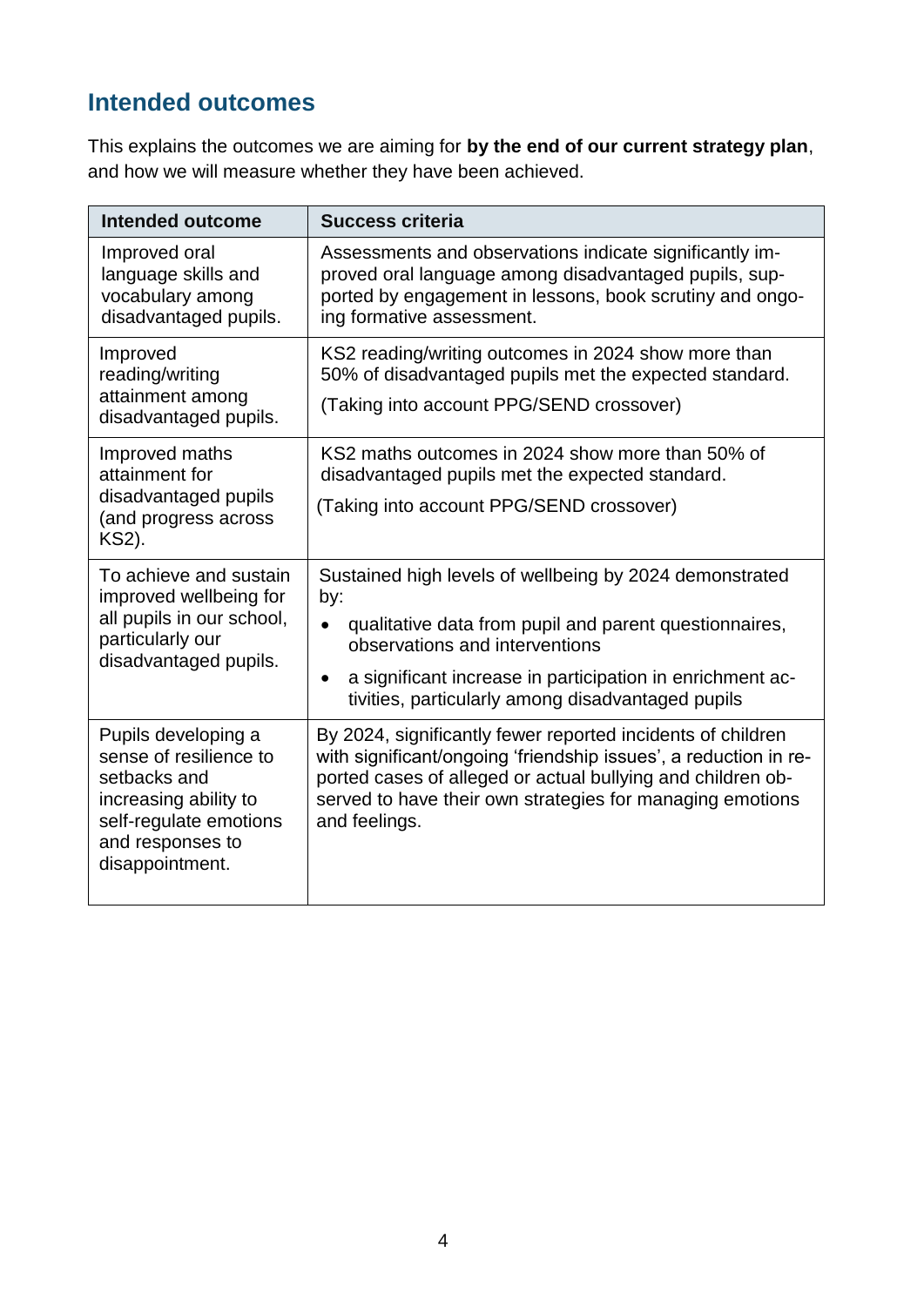## Intended outcomes

This explains the outcomes we are aiming for **by the end of our current strategy plan**, and how we will measure whether they have been achieved.

| Intended outcome | Success criteria |
| --- | --- |
| Improved oral language skills and vocabulary among disadvantaged pupils. | Assessments and observations indicate significantly improved oral language among disadvantaged pupils, supported by engagement in lessons, book scrutiny and ongoing formative assessment. |
| Improved reading/writing attainment among disadvantaged pupils. | KS2 reading/writing outcomes in 2024 show more than 50% of disadvantaged pupils met the expected standard.<br>(Taking into account PPG/SEND crossover) |
| Improved maths attainment for disadvantaged pupils (and progress across KS2). | KS2 maths outcomes in 2024 show more than 50% of disadvantaged pupils met the expected standard.<br>(Taking into account PPG/SEND crossover) |
| To achieve and sustain improved wellbeing for all pupils in our school, particularly our disadvantaged pupils. | Sustained high levels of wellbeing by 2024 demonstrated by:<br>• qualitative data from pupil and parent questionnaires, observations and interventions<br>• a significant increase in participation in enrichment activities, particularly among disadvantaged pupils |
| Pupils developing a sense of resilience to setbacks and increasing ability to self-regulate emotions and responses to disappointment. | By 2024, significantly fewer reported incidents of children with significant/ongoing 'friendship issues', a reduction in reported cases of alleged or actual bullying and children observed to have their own strategies for managing emotions and feelings. |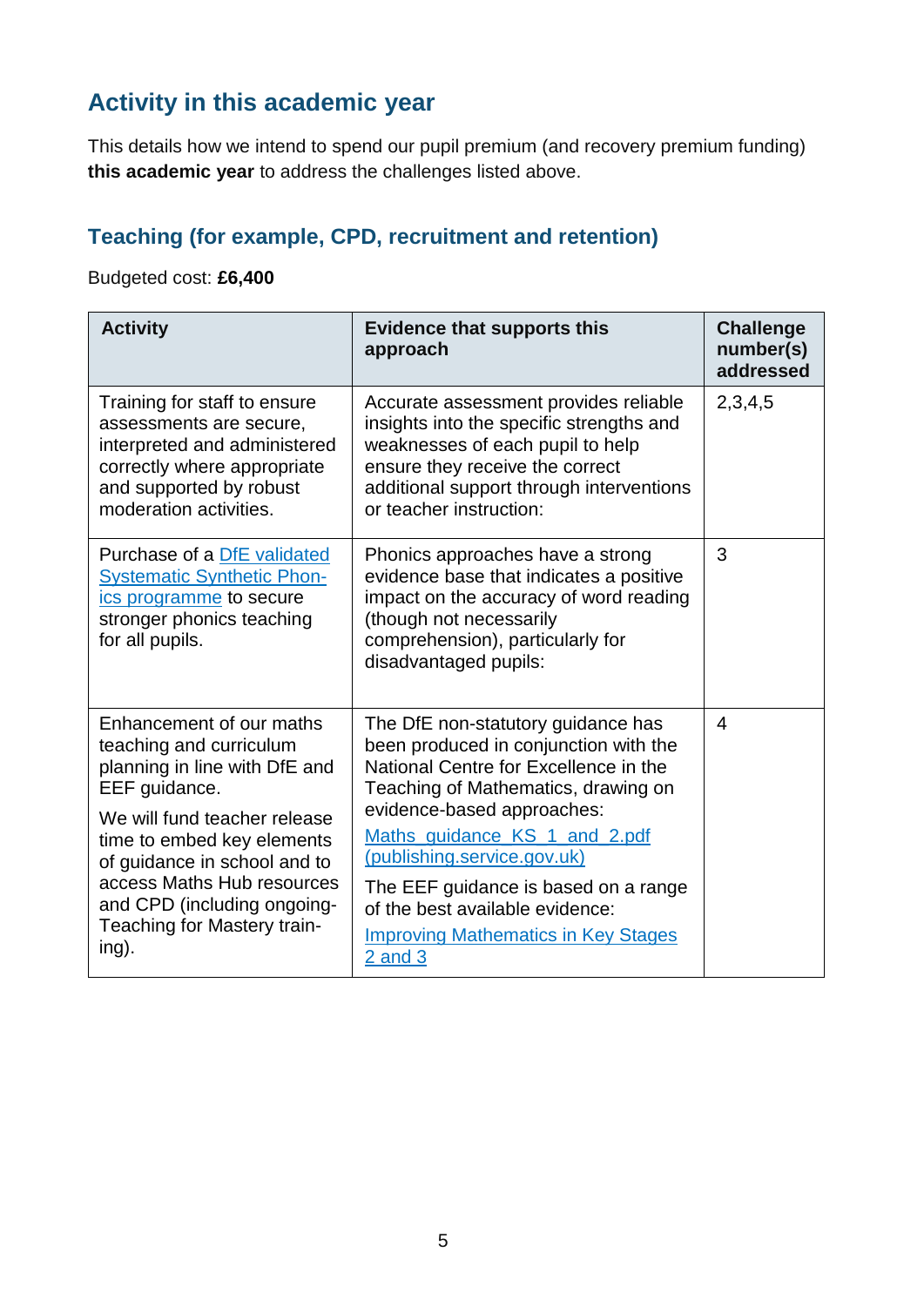## Activity in this academic year

This details how we intend to spend our pupil premium (and recovery premium funding) **this academic year** to address the challenges listed above.

### Teaching (for example, CPD, recruitment and retention)

Budgeted cost: **£6,400**

| Activity | Evidence that supports this approach | Challenge number(s) addressed |
|---|---|---|
| Training for staff to ensure assessments are secure, interpreted and administered correctly where appropriate and supported by robust moderation activities. | Accurate assessment provides reliable insights into the specific strengths and weaknesses of each pupil to help ensure they receive the correct additional support through interventions or teacher instruction: | 2,3,4,5 |
| Purchase of a DfE validated Systematic Synthetic Phonics programme to secure stronger phonics teaching for all pupils. | Phonics approaches have a strong evidence base that indicates a positive impact on the accuracy of word reading (though not necessarily comprehension), particularly for disadvantaged pupils: | 3 |
| Enhancement of our maths teaching and curriculum planning in line with DfE and EEF guidance.<br><br>We will fund teacher release time to embed key elements of guidance in school and to access Maths Hub resources and CPD (including ongoing-Teaching for Mastery training). | The DfE non-statutory guidance has been produced in conjunction with the National Centre for Excellence in the Teaching of Mathematics, drawing on evidence-based approaches:<br><br>Maths_guidance_KS_1_and_2.pdf (publishing.service.gov.uk)<br><br>The EEF guidance is based on a range of the best available evidence:<br><br>Improving Mathematics in Key Stages 2 and 3 | 4 |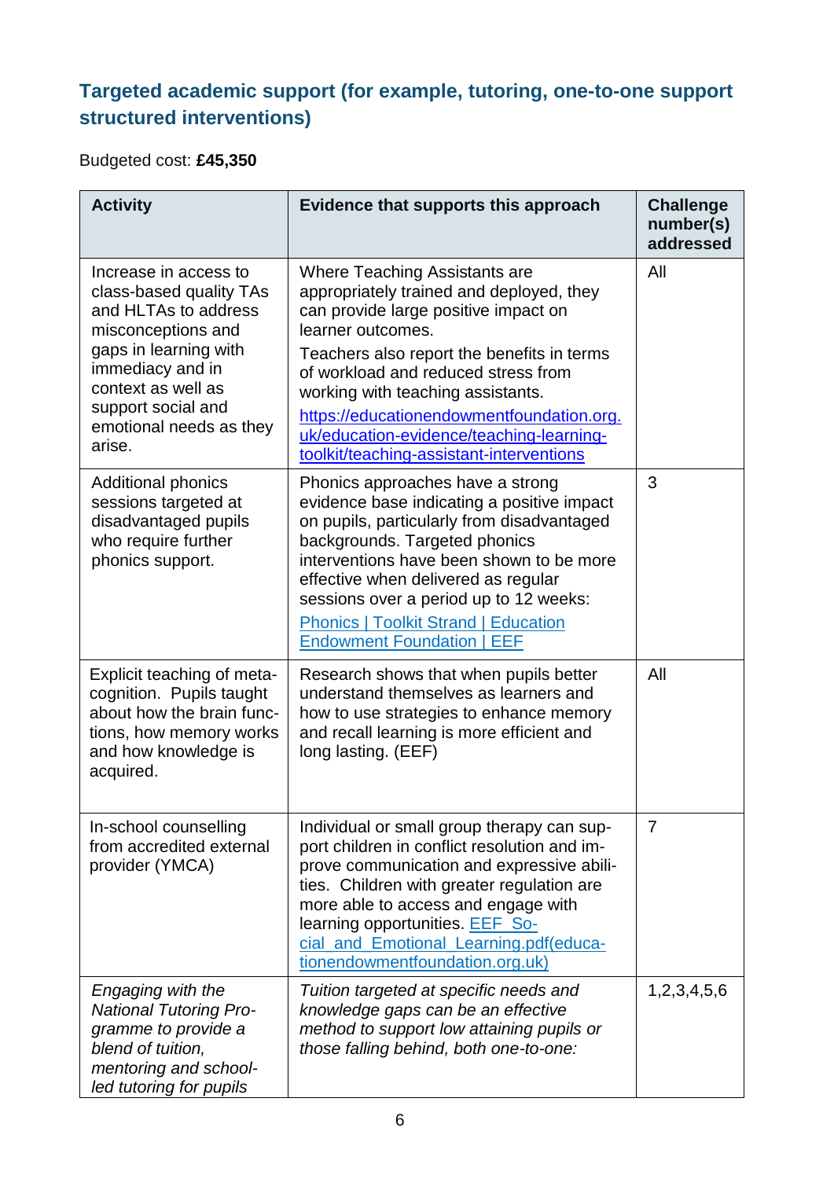## Targeted academic support (for example, tutoring, one-to-one support structured interventions)

Budgeted cost: **£45,350**

| Activity | Evidence that supports this approach | Challenge number(s) addressed |
|---|---|---|
| Increase in access to class-based quality TAs and HLTAs to address misconceptions and gaps in learning with immediacy and in context as well as support social and emotional needs as they arise. | Where Teaching Assistants are appropriately trained and deployed, they can provide large positive impact on learner outcomes.<br>Teachers also report the benefits in terms of workload and reduced stress from working with teaching assistants.<br>[https://educationendowmentfoundation.org.uk/education-evidence/teaching-learning-toolkit/teaching-assistant-interventions](https://educationendowmentfoundation.org.uk/education-evidence/teaching-learning-toolkit/teaching-assistant-interventions) | All |
| Additional phonics sessions targeted at disadvantaged pupils who require further phonics support. | Phonics approaches have a strong evidence base indicating a positive impact on pupils, particularly from disadvantaged backgrounds. Targeted phonics interventions have been shown to be more effective when delivered as regular sessions over a period up to 12 weeks:<br>Phonics \| Toolkit Strand \| Education Endowment Foundation \| EEF | 3 |
| Explicit teaching of meta-cognition. Pupils taught about how the brain functions, how memory works and how knowledge is acquired. | Research shows that when pupils better understand themselves as learners and how to use strategies to enhance memory and recall learning is more efficient and long lasting. (EEF) | All |
| In-school counselling from accredited external provider (YMCA) | Individual or small group therapy can support children in conflict resolution and improve communication and expressive abilities. Children with greater regulation are more able to access and engage with learning opportunities. EEF_Social_and_Emotional_Learning.pdf(educationendowmentfoundation.org.uk) | 7 |
| *Engaging with the National Tutoring Programme to provide a blend of tuition, mentoring and school-led tutoring for pupils* | *Tuition targeted at specific needs and knowledge gaps can be an effective method to support low attaining pupils or those falling behind, both one-to-one:* | 1,2,3,4,5,6 |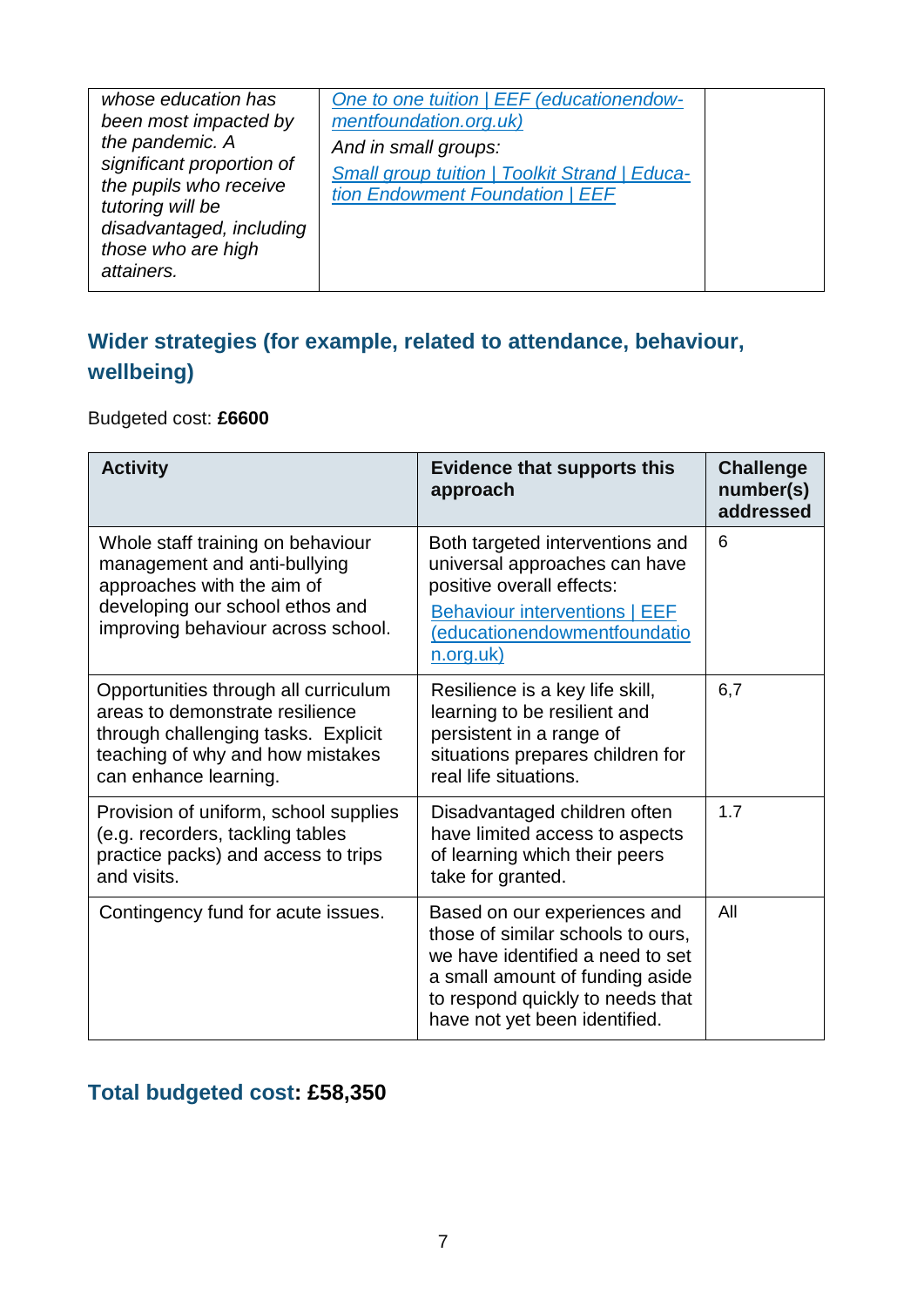| | | |
|---|---|---|
| *whose education has been most impacted by the pandemic. A significant proportion of the pupils who receive tutoring will be disadvantaged, including those who are high attainers.* | *[One to one tuition \| EEF (educationendowmentfoundation.org.uk)](One to one tuition \| EEF (educationendowmentfoundation.org.uk))*<br>*And in small groups:*<br>*[Small group tuition \| Toolkit Strand \| Education Endowment Foundation \| EEF](Small group tuition \| Toolkit Strand \| Education Endowment Foundation \| EEF)* | |

## Wider strategies (for example, related to attendance, behaviour, wellbeing)

Budgeted cost: **£6600**

| Activity | Evidence that supports this approach | Challenge number(s) addressed |
|---|---|---|
| Whole staff training on behaviour management and anti-bullying approaches with the aim of developing our school ethos and improving behaviour across school. | Both targeted interventions and universal approaches can have positive overall effects:<br>Behaviour interventions \| EEF (educationendowmentfoundation.org.uk) | 6 |
| Opportunities through all curriculum areas to demonstrate resilience through challenging tasks. Explicit teaching of why and how mistakes can enhance learning. | Resilience is a key life skill, learning to be resilient and persistent in a range of situations prepares children for real life situations. | 6,7 |
| Provision of uniform, school supplies (e.g. recorders, tackling tables practice packs) and access to trips and visits. | Disadvantaged children often have limited access to aspects of learning which their peers take for granted. | 1.7 |
| Contingency fund for acute issues. | Based on our experiences and those of similar schools to ours, we have identified a need to set a small amount of funding aside to respond quickly to needs that have not yet been identified. | All |

## Total budgeted cost: £58,350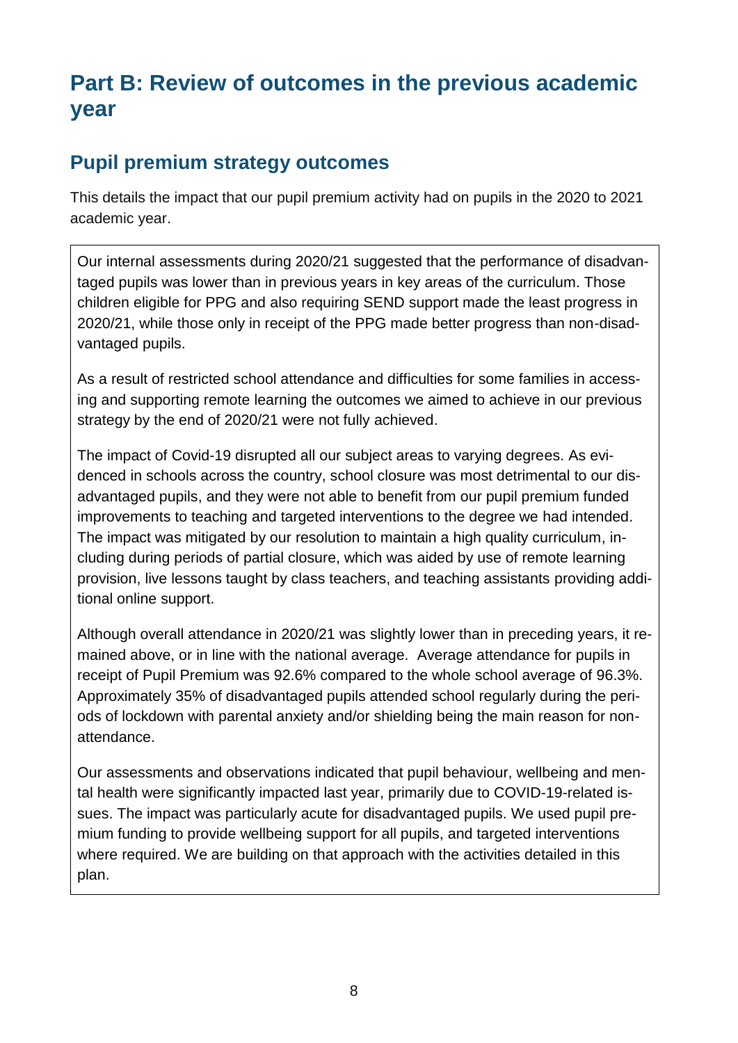# Part B: Review of outcomes in the previous academic year

## Pupil premium strategy outcomes

This details the impact that our pupil premium activity had on pupils in the 2020 to 2021 academic year.

Our internal assessments during 2020/21 suggested that the performance of disadvantaged pupils was lower than in previous years in key areas of the curriculum. Those children eligible for PPG and also requiring SEND support made the least progress in 2020/21, while those only in receipt of the PPG made better progress than non-disadvantaged pupils.

As a result of restricted school attendance and difficulties for some families in accessing and supporting remote learning the outcomes we aimed to achieve in our previous strategy by the end of 2020/21 were not fully achieved.

The impact of Covid-19 disrupted all our subject areas to varying degrees. As evidenced in schools across the country, school closure was most detrimental to our disadvantaged pupils, and they were not able to benefit from our pupil premium funded improvements to teaching and targeted interventions to the degree we had intended. The impact was mitigated by our resolution to maintain a high quality curriculum, including during periods of partial closure, which was aided by use of remote learning provision, live lessons taught by class teachers, and teaching assistants providing additional online support.

Although overall attendance in 2020/21 was slightly lower than in preceding years, it remained above, or in line with the national average. Average attendance for pupils in receipt of Pupil Premium was 92.6% compared to the whole school average of 96.3%. Approximately 35% of disadvantaged pupils attended school regularly during the periods of lockdown with parental anxiety and/or shielding being the main reason for non-attendance.

Our assessments and observations indicated that pupil behaviour, wellbeing and mental health were significantly impacted last year, primarily due to COVID-19-related issues. The impact was particularly acute for disadvantaged pupils. We used pupil premium funding to provide wellbeing support for all pupils, and targeted interventions where required. We are building on that approach with the activities detailed in this plan.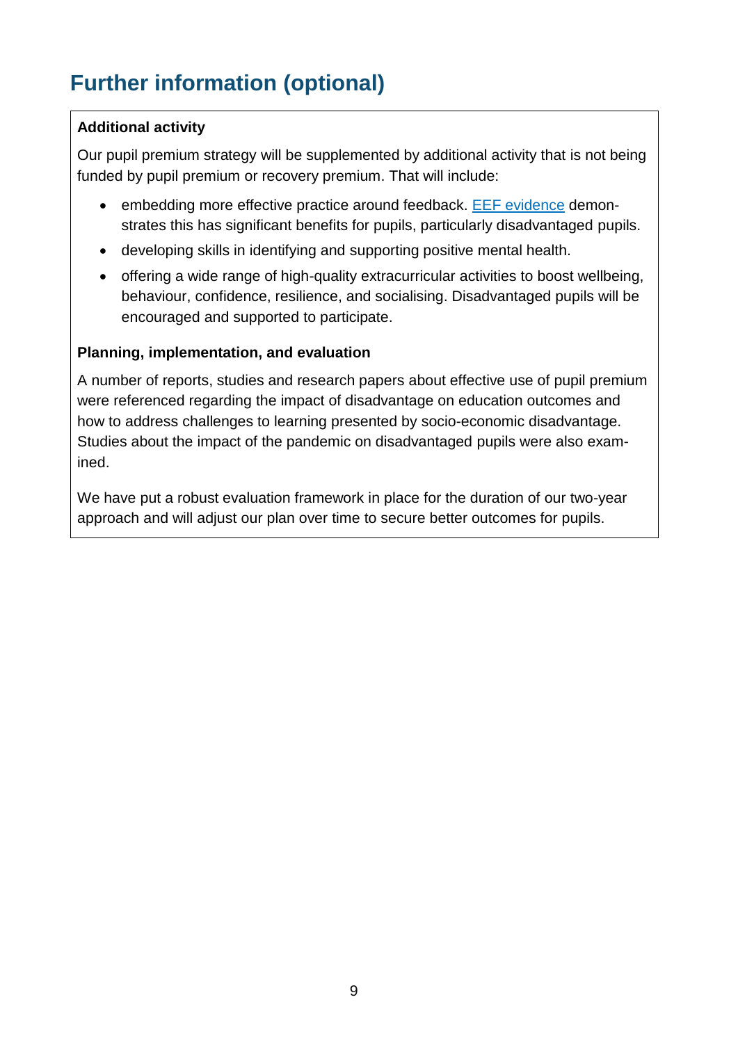# Further information (optional)

**Additional activity**

Our pupil premium strategy will be supplemented by additional activity that is not being funded by pupil premium or recovery premium. That will include:

- embedding more effective practice around feedback. EEF evidence demonstrates this has significant benefits for pupils, particularly disadvantaged pupils.
- developing skills in identifying and supporting positive mental health.
- offering a wide range of high-quality extracurricular activities to boost wellbeing, behaviour, confidence, resilience, and socialising. Disadvantaged pupils will be encouraged and supported to participate.

**Planning, implementation, and evaluation**

A number of reports, studies and research papers about effective use of pupil premium were referenced regarding the impact of disadvantage on education outcomes and how to address challenges to learning presented by socio-economic disadvantage. Studies about the impact of the pandemic on disadvantaged pupils were also examined.

We have put a robust evaluation framework in place for the duration of our two-year approach and will adjust our plan over time to secure better outcomes for pupils.